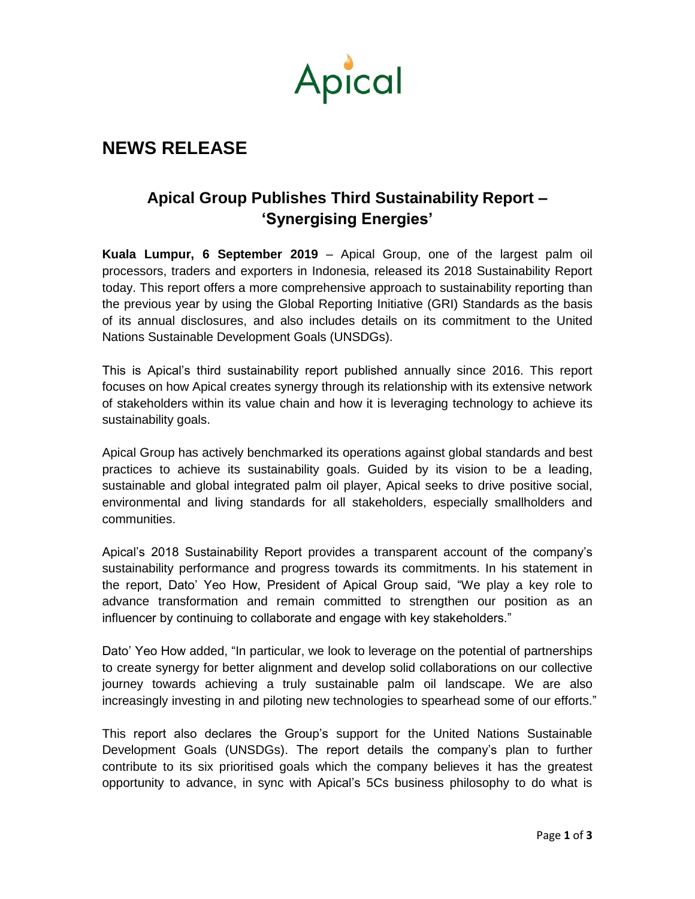Apical

# NEWS RELEASE

## Apical Group Publishes Third Sustainability Report – 'Synergising Energies'

**Kuala Lumpur, 6 September 2019** – Apical Group, one of the largest palm oil processors, traders and exporters in Indonesia, released its 2018 Sustainability Report today. This report offers a more comprehensive approach to sustainability reporting than the previous year by using the Global Reporting Initiative (GRI) Standards as the basis of its annual disclosures, and also includes details on its commitment to the United Nations Sustainable Development Goals (UNSDGs).

This is Apical's third sustainability report published annually since 2016. This report focuses on how Apical creates synergy through its relationship with its extensive network of stakeholders within its value chain and how it is leveraging technology to achieve its sustainability goals.

Apical Group has actively benchmarked its operations against global standards and best practices to achieve its sustainability goals. Guided by its vision to be a leading, sustainable and global integrated palm oil player, Apical seeks to drive positive social, environmental and living standards for all stakeholders, especially smallholders and communities.

Apical's 2018 Sustainability Report provides a transparent account of the company's sustainability performance and progress towards its commitments. In his statement in the report, Dato' Yeo How, President of Apical Group said, "We play a key role to advance transformation and remain committed to strengthen our position as an influencer by continuing to collaborate and engage with key stakeholders."

Dato' Yeo How added, "In particular, we look to leverage on the potential of partnerships to create synergy for better alignment and develop solid collaborations on our collective journey towards achieving a truly sustainable palm oil landscape. We are also increasingly investing in and piloting new technologies to spearhead some of our efforts."

This report also declares the Group's support for the United Nations Sustainable Development Goals (UNSDGs). The report details the company's plan to further contribute to its six prioritised goals which the company believes it has the greatest opportunity to advance, in sync with Apical's 5Cs business philosophy to do what is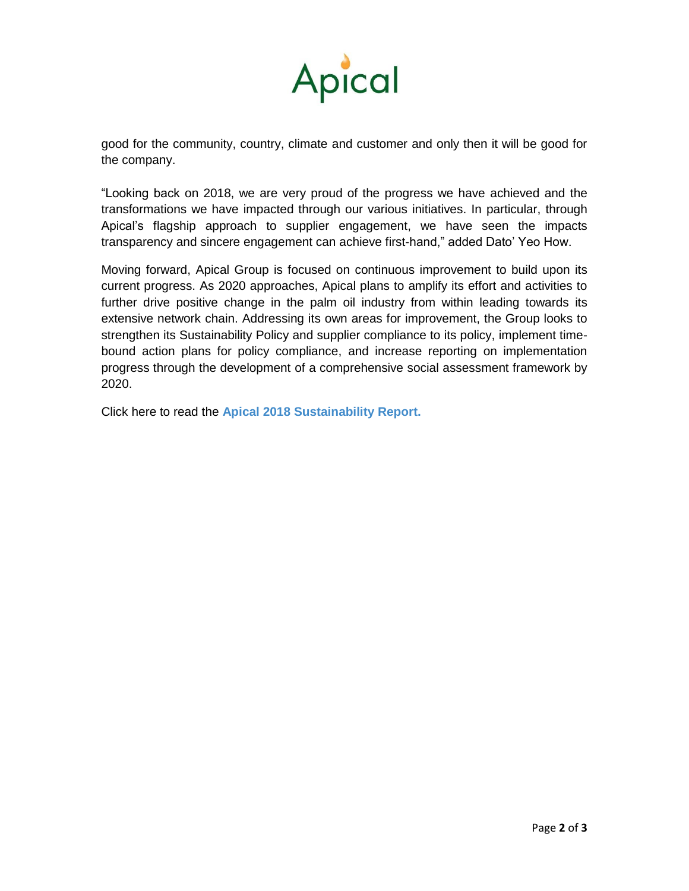good for the community, country, climate and customer and only then it will be good for the company.

"Looking back on 2018, we are very proud of the progress we have achieved and the transformations we have impacted through our various initiatives. In particular, through Apical's flagship approach to supplier engagement, we have seen the impacts transparency and sincere engagement can achieve first-hand," added Dato' Yeo How.

Moving forward, Apical Group is focused on continuous improvement to build upon its current progress. As 2020 approaches, Apical plans to amplify its effort and activities to further drive positive change in the palm oil industry from within leading towards its extensive network chain. Addressing its own areas for improvement, the Group looks to strengthen its Sustainability Policy and supplier compliance to its policy, implement time-bound action plans for policy compliance, and increase reporting on implementation progress through the development of a comprehensive social assessment framework by 2020.

Click here to read the **Apical 2018 Sustainability Report.**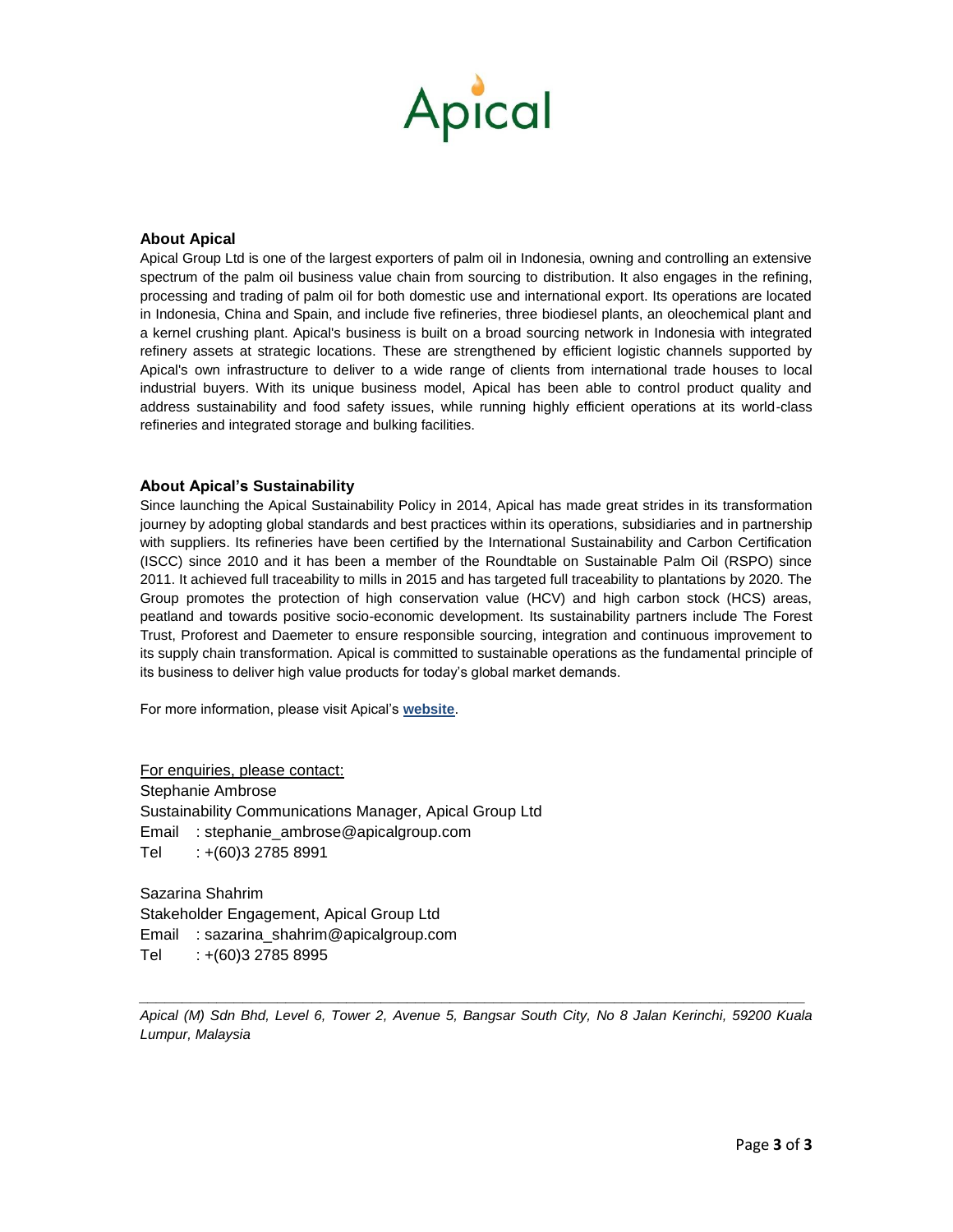Apical

### About Apical

Apical Group Ltd is one of the largest exporters of palm oil in Indonesia, owning and controlling an extensive spectrum of the palm oil business value chain from sourcing to distribution. It also engages in the refining, processing and trading of palm oil for both domestic use and international export. Its operations are located in Indonesia, China and Spain, and include five refineries, three biodiesel plants, an oleochemical plant and a kernel crushing plant. Apical's business is built on a broad sourcing network in Indonesia with integrated refinery assets at strategic locations. These are strengthened by efficient logistic channels supported by Apical's own infrastructure to deliver to a wide range of clients from international trade houses to local industrial buyers. With its unique business model, Apical has been able to control product quality and address sustainability and food safety issues, while running highly efficient operations at its world-class refineries and integrated storage and bulking facilities.

### About Apical's Sustainability

Since launching the Apical Sustainability Policy in 2014, Apical has made great strides in its transformation journey by adopting global standards and best practices within its operations, subsidiaries and in partnership with suppliers. Its refineries have been certified by the International Sustainability and Carbon Certification (ISCC) since 2010 and it has been a member of the Roundtable on Sustainable Palm Oil (RSPO) since 2011. It achieved full traceability to mills in 2015 and has targeted full traceability to plantations by 2020. The Group promotes the protection of high conservation value (HCV) and high carbon stock (HCS) areas, peatland and towards positive socio-economic development. Its sustainability partners include The Forest Trust, Proforest and Daemeter to ensure responsible sourcing, integration and continuous improvement to its supply chain transformation. Apical is committed to sustainable operations as the fundamental principle of its business to deliver high value products for today's global market demands.

For more information, please visit Apical's **website**.

For enquiries, please contact:

Stephanie Ambrose
Sustainability Communications Manager, Apical Group Ltd
Email : stephanie_ambrose@apicalgroup.com
Tel : +(60)3 2785 8991

Sazarina Shahrim
Stakeholder Engagement, Apical Group Ltd
Email : sazarina_shahrim@apicalgroup.com
Tel : +(60)3 2785 8995

*Apical (M) Sdn Bhd, Level 6, Tower 2, Avenue 5, Bangsar South City, No 8 Jalan Kerinchi, 59200 Kuala Lumpur, Malaysia*